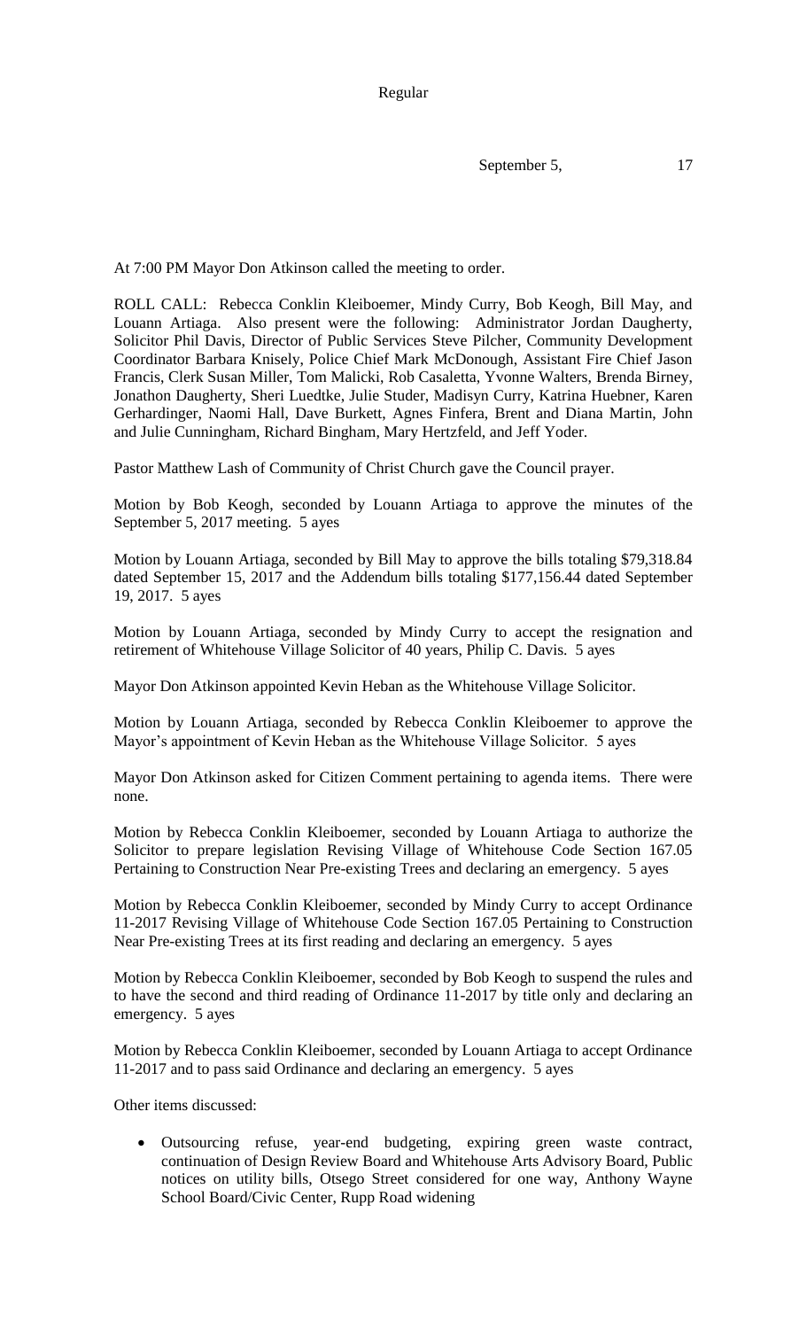Regular

September 5, 17

At 7:00 PM Mayor Don Atkinson called the meeting to order.

ROLL CALL: Rebecca Conklin Kleiboemer, Mindy Curry, Bob Keogh, Bill May, and Louann Artiaga. Also present were the following: Administrator Jordan Daugherty, Solicitor Phil Davis, Director of Public Services Steve Pilcher, Community Development Coordinator Barbara Knisely, Police Chief Mark McDonough, Assistant Fire Chief Jason Francis, Clerk Susan Miller, Tom Malicki, Rob Casaletta, Yvonne Walters, Brenda Birney, Jonathon Daugherty, Sheri Luedtke, Julie Studer, Madisyn Curry, Katrina Huebner, Karen Gerhardinger, Naomi Hall, Dave Burkett, Agnes Finfera, Brent and Diana Martin, John and Julie Cunningham, Richard Bingham, Mary Hertzfeld, and Jeff Yoder.

Pastor Matthew Lash of Community of Christ Church gave the Council prayer.

Motion by Bob Keogh, seconded by Louann Artiaga to approve the minutes of the September 5, 2017 meeting. 5 ayes

Motion by Louann Artiaga, seconded by Bill May to approve the bills totaling $79,318.84 dated September 15, 2017 and the Addendum bills totaling $177,156.44 dated September 19, 2017. 5 ayes

Motion by Louann Artiaga, seconded by Mindy Curry to accept the resignation and retirement of Whitehouse Village Solicitor of 40 years, Philip C. Davis. 5 ayes

Mayor Don Atkinson appointed Kevin Heban as the Whitehouse Village Solicitor.

Motion by Louann Artiaga, seconded by Rebecca Conklin Kleiboemer to approve the Mayor's appointment of Kevin Heban as the Whitehouse Village Solicitor. 5 ayes

Mayor Don Atkinson asked for Citizen Comment pertaining to agenda items. There were none.

Motion by Rebecca Conklin Kleiboemer, seconded by Louann Artiaga to authorize the Solicitor to prepare legislation Revising Village of Whitehouse Code Section 167.05 Pertaining to Construction Near Pre-existing Trees and declaring an emergency. 5 ayes

Motion by Rebecca Conklin Kleiboemer, seconded by Mindy Curry to accept Ordinance 11-2017 Revising Village of Whitehouse Code Section 167.05 Pertaining to Construction Near Pre-existing Trees at its first reading and declaring an emergency. 5 ayes

Motion by Rebecca Conklin Kleiboemer, seconded by Bob Keogh to suspend the rules and to have the second and third reading of Ordinance 11-2017 by title only and declaring an emergency. 5 ayes

Motion by Rebecca Conklin Kleiboemer, seconded by Louann Artiaga to accept Ordinance 11-2017 and to pass said Ordinance and declaring an emergency. 5 ayes

Other items discussed:

- Outsourcing refuse, year-end budgeting, expiring green waste contract, continuation of Design Review Board and Whitehouse Arts Advisory Board, Public notices on utility bills, Otsego Street considered for one way, Anthony Wayne School Board/Civic Center, Rupp Road widening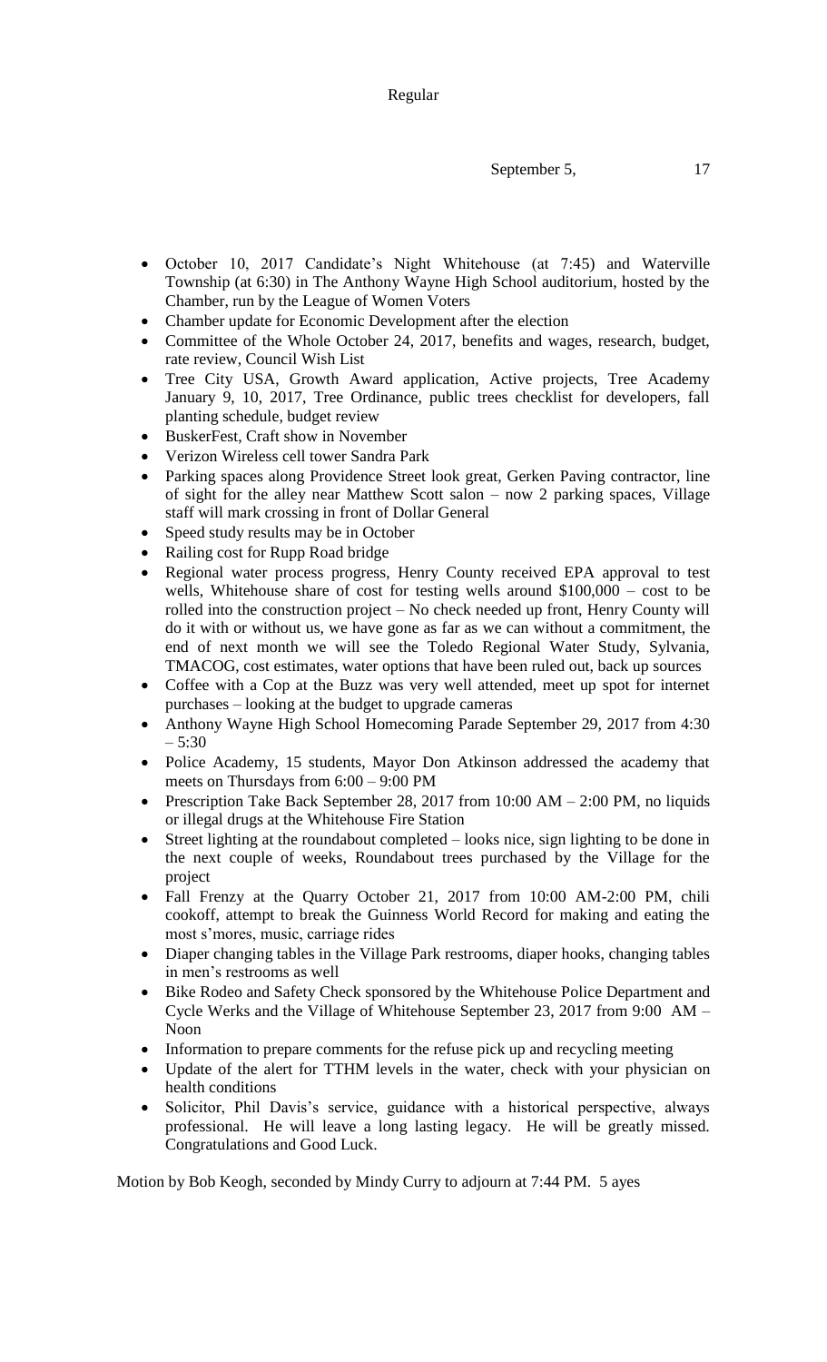- October 10, 2017 Candidate's Night Whitehouse (at 7:45) and Waterville Township (at 6:30) in The Anthony Wayne High School auditorium, hosted by the Chamber, run by the League of Women Voters
- Chamber update for Economic Development after the election
- Committee of the Whole October 24, 2017, benefits and wages, research, budget, rate review, Council Wish List
- Tree City USA, Growth Award application, Active projects, Tree Academy January 9, 10, 2017, Tree Ordinance, public trees checklist for developers, fall planting schedule, budget review
- BuskerFest, Craft show in November
- Verizon Wireless cell tower Sandra Park
- Parking spaces along Providence Street look great, Gerken Paving contractor, line of sight for the alley near Matthew Scott salon – now 2 parking spaces, Village staff will mark crossing in front of Dollar General
- Speed study results may be in October
- Railing cost for Rupp Road bridge
- Regional water process progress, Henry County received EPA approval to test wells, Whitehouse share of cost for testing wells around $100,000 – cost to be rolled into the construction project – No check needed up front, Henry County will do it with or without us, we have gone as far as we can without a commitment, the end of next month we will see the Toledo Regional Water Study, Sylvania, TMACOG, cost estimates, water options that have been ruled out, back up sources
- Coffee with a Cop at the Buzz was very well attended, meet up spot for internet purchases – looking at the budget to upgrade cameras
- Anthony Wayne High School Homecoming Parade September 29, 2017 from 4:30 – 5:30
- Police Academy, 15 students, Mayor Don Atkinson addressed the academy that meets on Thursdays from 6:00 – 9:00 PM
- Prescription Take Back September 28, 2017 from 10:00 AM – 2:00 PM, no liquids or illegal drugs at the Whitehouse Fire Station
- Street lighting at the roundabout completed – looks nice, sign lighting to be done in the next couple of weeks, Roundabout trees purchased by the Village for the project
- Fall Frenzy at the Quarry October 21, 2017 from 10:00 AM-2:00 PM, chili cookoff, attempt to break the Guinness World Record for making and eating the most s'mores, music, carriage rides
- Diaper changing tables in the Village Park restrooms, diaper hooks, changing tables in men's restrooms as well
- Bike Rodeo and Safety Check sponsored by the Whitehouse Police Department and Cycle Werks and the Village of Whitehouse September 23, 2017 from 9:00 AM – Noon
- Information to prepare comments for the refuse pick up and recycling meeting
- Update of the alert for TTHM levels in the water, check with your physician on health conditions
- Solicitor, Phil Davis's service, guidance with a historical perspective, always professional. He will leave a long lasting legacy. He will be greatly missed. Congratulations and Good Luck.

Motion by Bob Keogh, seconded by Mindy Curry to adjourn at 7:44 PM. 5 ayes